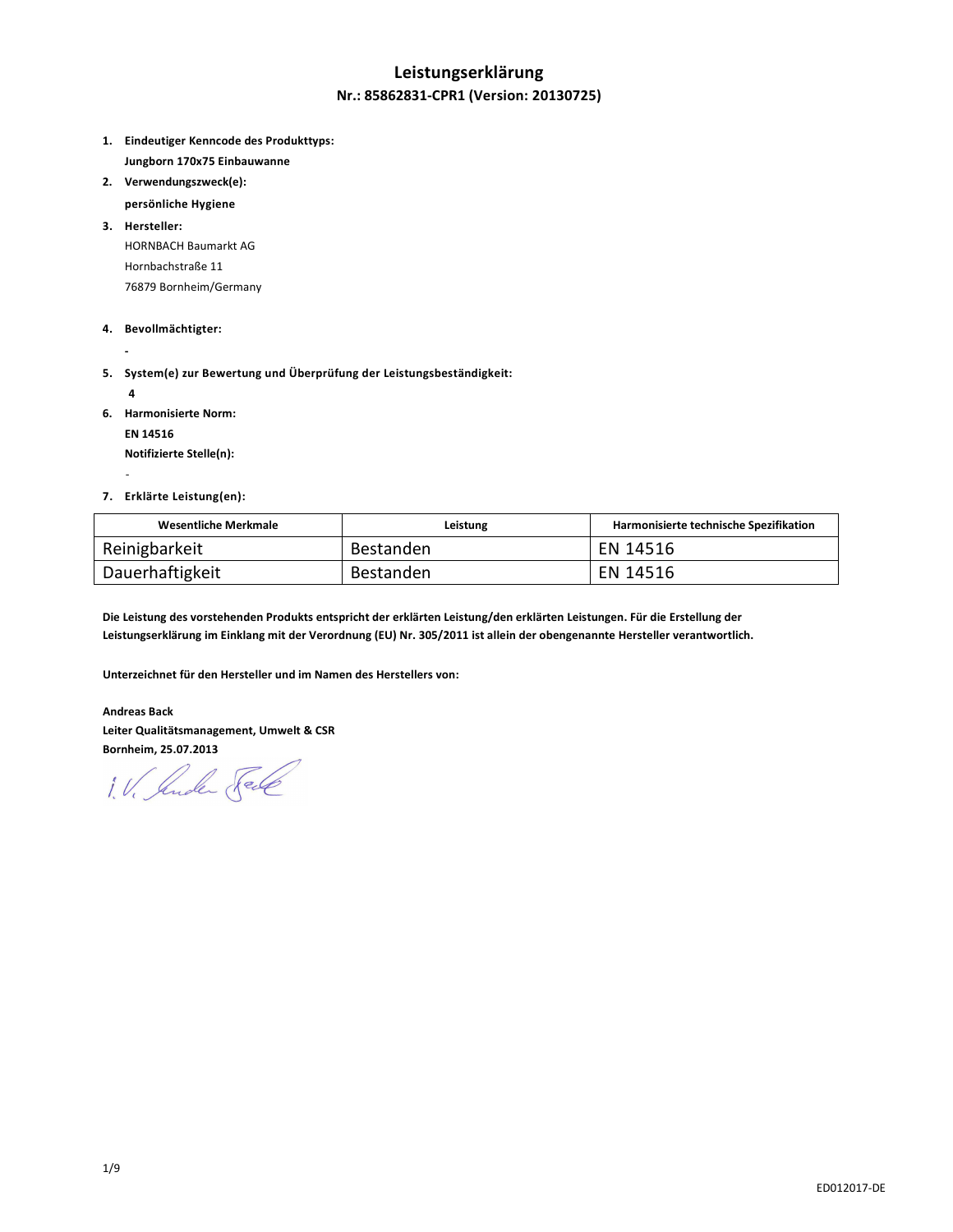# Leistungserklärung

## Nr.: 85862831-CPR1 (Version: 20130725)

1. **Eindeutiger Kenncode des Produkttyps:**
   **Jungborn 170x75 Einbauwanne**
2. **Verwendungszweck(e):**
   **persönliche Hygiene**
3. **Hersteller:**
   HORNBACH Baumarkt AG
   Hornbachstraße 11
   76879 Bornheim/Germany
4. **Bevollmächtigter:**
   **-**
5. **System(e) zur Bewertung und Überprüfung der Leistungsbeständigkeit:**
   **4**
6. **Harmonisierte Norm:**
   **EN 14516**
   **Notifizierte Stelle(n):**
   -
7. **Erklärte Leistung(en):**

| Wesentliche Merkmale | Leistung | Harmonisierte technische Spezifikation |
| --- | --- | --- |
| Reinigbarkeit | Bestanden | EN 14516 |
| Dauerhaftigkeit | Bestanden | EN 14516 |

**Die Leistung des vorstehenden Produkts entspricht der erklärten Leistung/den erklärten Leistungen. Für die Erstellung der Leistungserklärung im Einklang mit der Verordnung (EU) Nr. 305/2011 ist allein der obengenannte Hersteller verantwortlich.**

**Unterzeichnet für den Hersteller und im Namen des Herstellers von:**

**Andreas Back**
**Leiter Qualitätsmanagement, Umwelt & CSR**
**Bornheim, 25.07.2013**

i.V. Andreas Back

ED012017-DE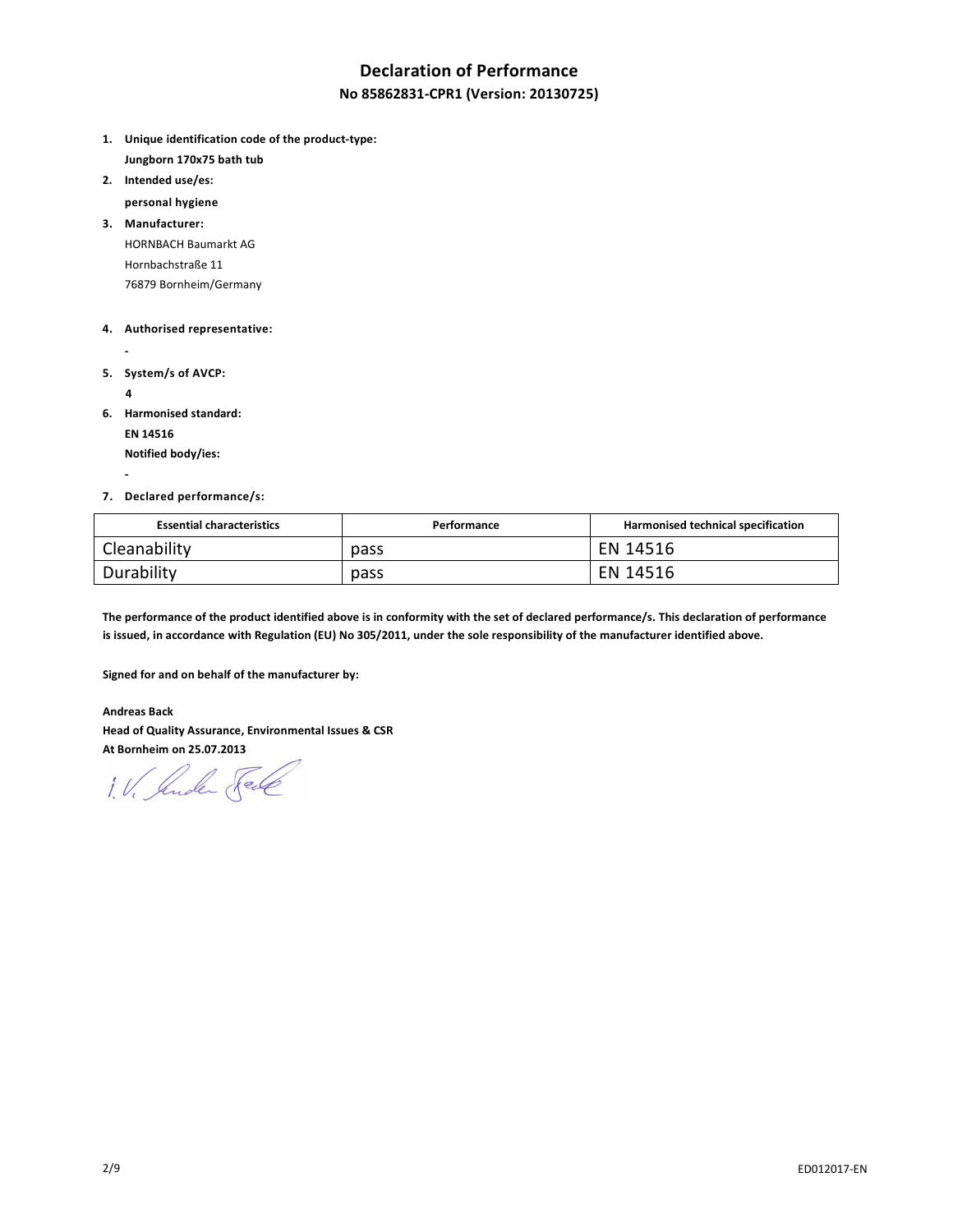# Declaration of Performance

## No 85862831-CPR1 (Version: 20130725)

1. **Unique identification code of the product-type:**
   **Jungborn 170x75 bath tub**
2. **Intended use/es:**
   **personal hygiene**
3. **Manufacturer:**
   HORNBACH Baumarkt AG
   Hornbachstraße 11
   76879 Bornheim/Germany
4. **Authorised representative:**
   -
5. **System/s of AVCP:**
   **4**
6. **Harmonised standard:**
   **EN 14516**
   **Notified body/ies:**
   -
7. **Declared performance/s:**

| Essential characteristics | Performance | Harmonised technical specification |
| --- | --- | --- |
| Cleanability | pass | EN 14516 |
| Durability | pass | EN 14516 |

**The performance of the product identified above is in conformity with the set of declared performance/s. This declaration of performance is issued, in accordance with Regulation (EU) No 305/2011, under the sole responsibility of the manufacturer identified above.**

**Signed for and on behalf of the manufacturer by:**

**Andreas Back**
**Head of Quality Assurance, Environmental Issues & CSR**
**At Bornheim on 25.07.2013**

i.V. Andreas Back

ED012017-EN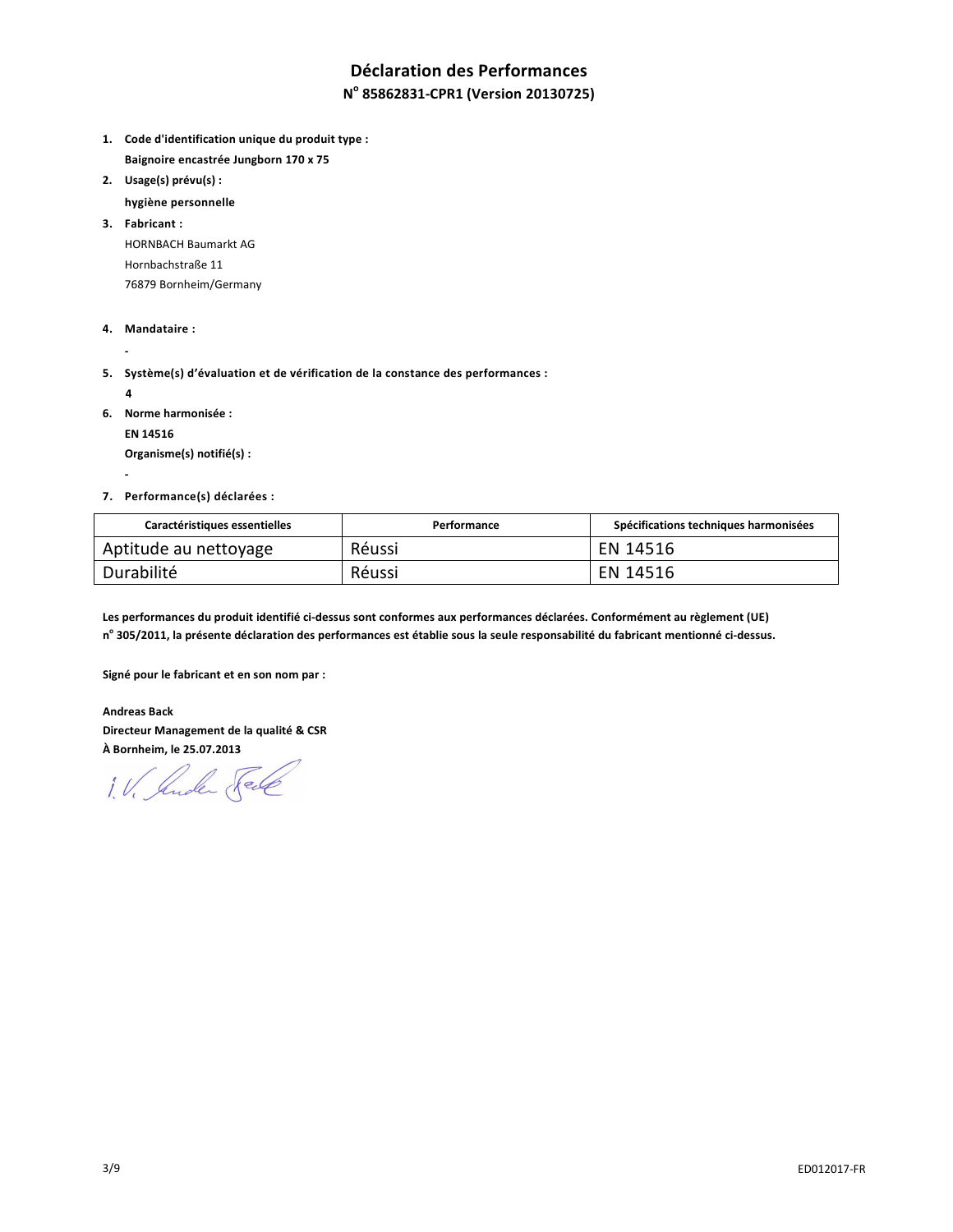# Déclaration des Performances

## N° 85862831-CPR1 (Version 20130725)

1. **Code d'identification unique du produit type :**

   **Baignoire encastrée Jungborn 170 x 75**

2. **Usage(s) prévu(s) :**

   **hygiène personnelle**

3. **Fabricant :**

   HORNBACH Baumarkt AG

   Hornbachstraße 11

   76879 Bornheim/Germany

4. **Mandataire :**

   **-**

5. **Système(s) d'évaluation et de vérification de la constance des performances :**

   **4**

6. **Norme harmonisée :**

   **EN 14516**

   **Organisme(s) notifié(s) :**

   **-**

7. **Performance(s) déclarées :**

| Caractéristiques essentielles | Performance | Spécifications techniques harmonisées |
|---|---|---|
| Aptitude au nettoyage | Réussi | EN 14516 |
| Durabilité | Réussi | EN 14516 |

**Les performances du produit identifié ci-dessus sont conformes aux performances déclarées. Conformément au règlement (UE) n° 305/2011, la présente déclaration des performances est établie sous la seule responsabilité du fabricant mentionné ci-dessus.**

**Signé pour le fabricant et en son nom par :**

**Andreas Back**
**Directeur Management de la qualité & CSR**
**À Bornheim, le 25.07.2013**

i. V. Andreas Back

ED012017-FR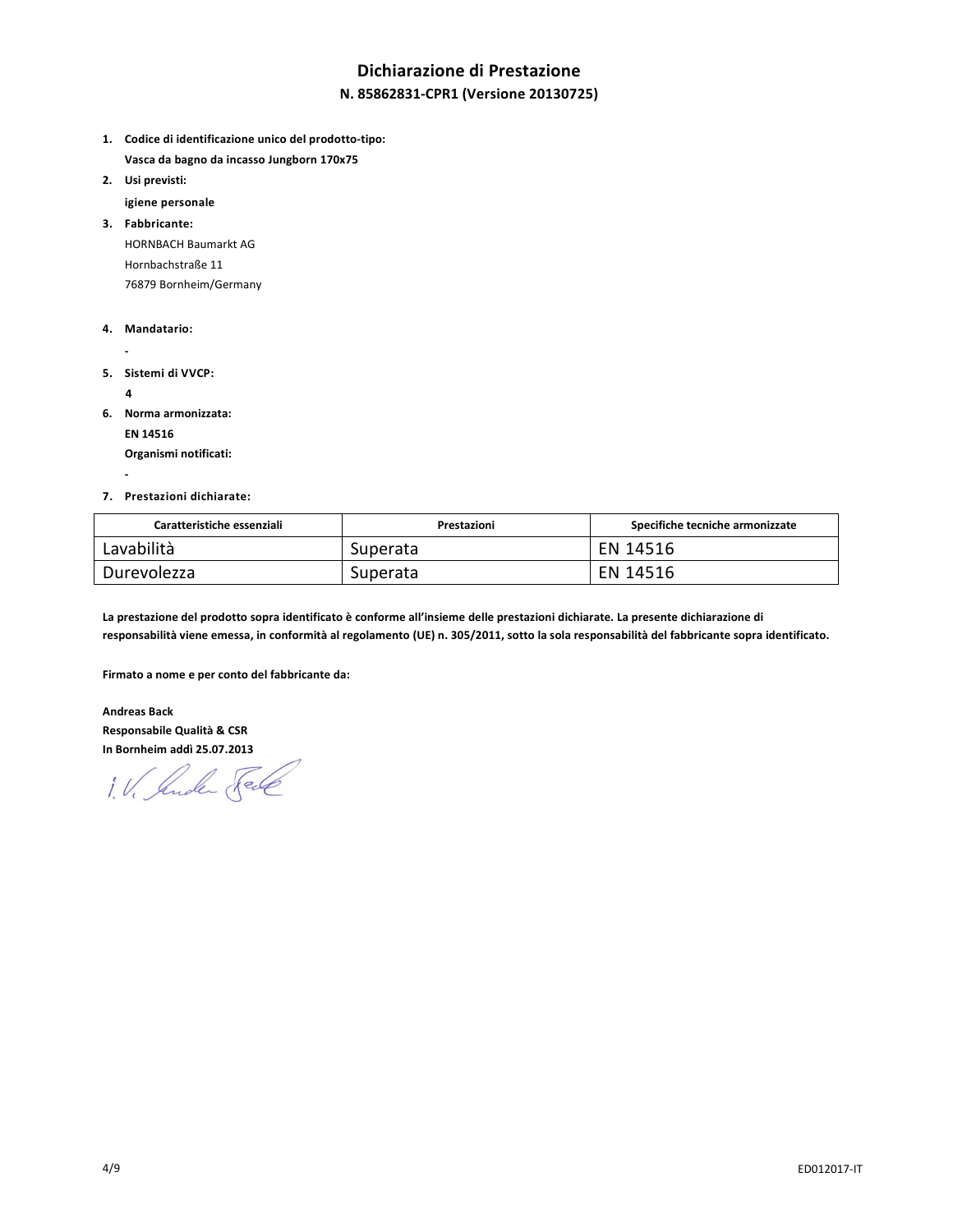# Dichiarazione di Prestazione

## N. 85862831-CPR1 (Versione 20130725)

1. **Codice di identificazione unico del prodotto-tipo:**

   **Vasca da bagno da incasso Jungborn 170x75**

2. **Usi previsti:**

   **igiene personale**

3. **Fabbricante:**

   HORNBACH Baumarkt AG

   Hornbachstraße 11

   76879 Bornheim/Germany

4. **Mandatario:**

   **-**

5. **Sistemi di VVCP:**

   **4**

6. **Norma armonizzata:**

   **EN 14516**

   **Organismi notificati:**

   **-**

7. **Prestazioni dichiarate:**

| Caratteristiche essenziali | Prestazioni | Specifiche tecniche armonizzate |
|---|---|---|
| Lavabilità | Superata | EN 14516 |
| Durevolezza | Superata | EN 14516 |

**La prestazione del prodotto sopra identificato è conforme all'insieme delle prestazioni dichiarate. La presente dichiarazione di responsabilità viene emessa, in conformità al regolamento (UE) n. 305/2011, sotto la sola responsabilità del fabbricante sopra identificato.**

**Firmato a nome e per conto del fabbricante da:**

**Andreas Back**
**Responsabile Qualità & CSR**
**In Bornheim addì 25.07.2013**

i.V. Andreas Back

ED012017-IT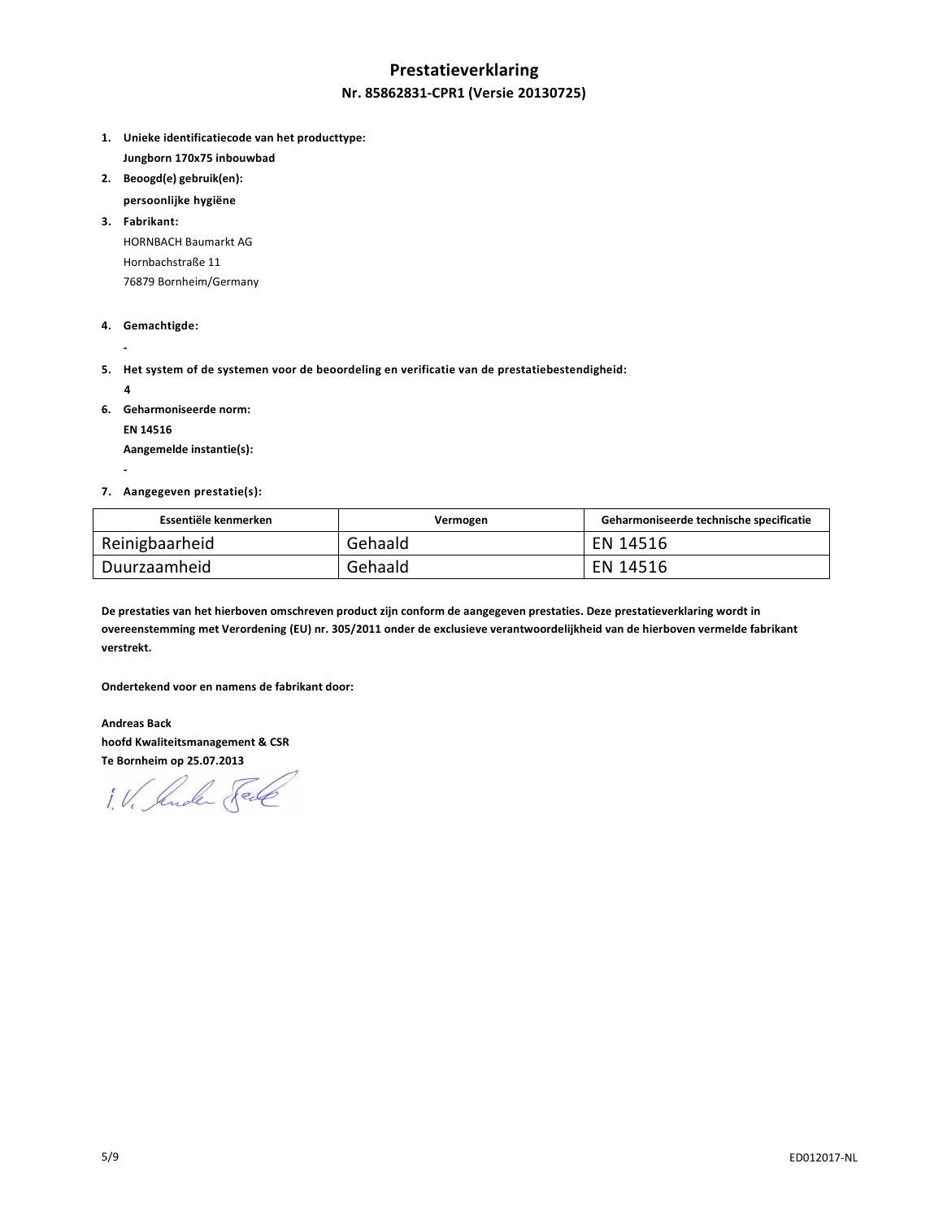# Prestatieverklaring

## Nr. 85862831-CPR1 (Versie 20130725)

1. **Unieke identificatiecode van het producttype:**

   **Jungborn 170x75 inbouwbad**

2. **Beoogd(e) gebruik(en):**

   **persoonlijke hygiëne**

3. **Fabrikant:**

   HORNBACH Baumarkt AG

   Hornbachstraße 11

   76879 Bornheim/Germany

4. **Gemachtigde:**

   -

5. **Het system of de systemen voor de beoordeling en verificatie van de prestatiebestendigheid:**

   **4**

6. **Geharmoniseerde norm:**

   **EN 14516**

   **Aangemelde instantie(s):**

   -

7. **Aangegeven prestatie(s):**

| Essentiële kenmerken | Vermogen | Geharmoniseerde technische specificatie |
|---|---|---|
| Reinigbaarheid | Gehaald | EN 14516 |
| Duurzaamheid | Gehaald | EN 14516 |

**De prestaties van het hierboven omschreven product zijn conform de aangegeven prestaties. Deze prestatieverklaring wordt in overeenstemming met Verordening (EU) nr. 305/2011 onder de exclusieve verantwoordelijkheid van de hierboven vermelde fabrikant verstrekt.**

**Ondertekend voor en namens de fabrikant door:**

**Andreas Back**
**hoofd Kwaliteitsmanagement & CSR**
**Te Bornheim op 25.07.2013**

i.V. Andreas Back

ED012017-NL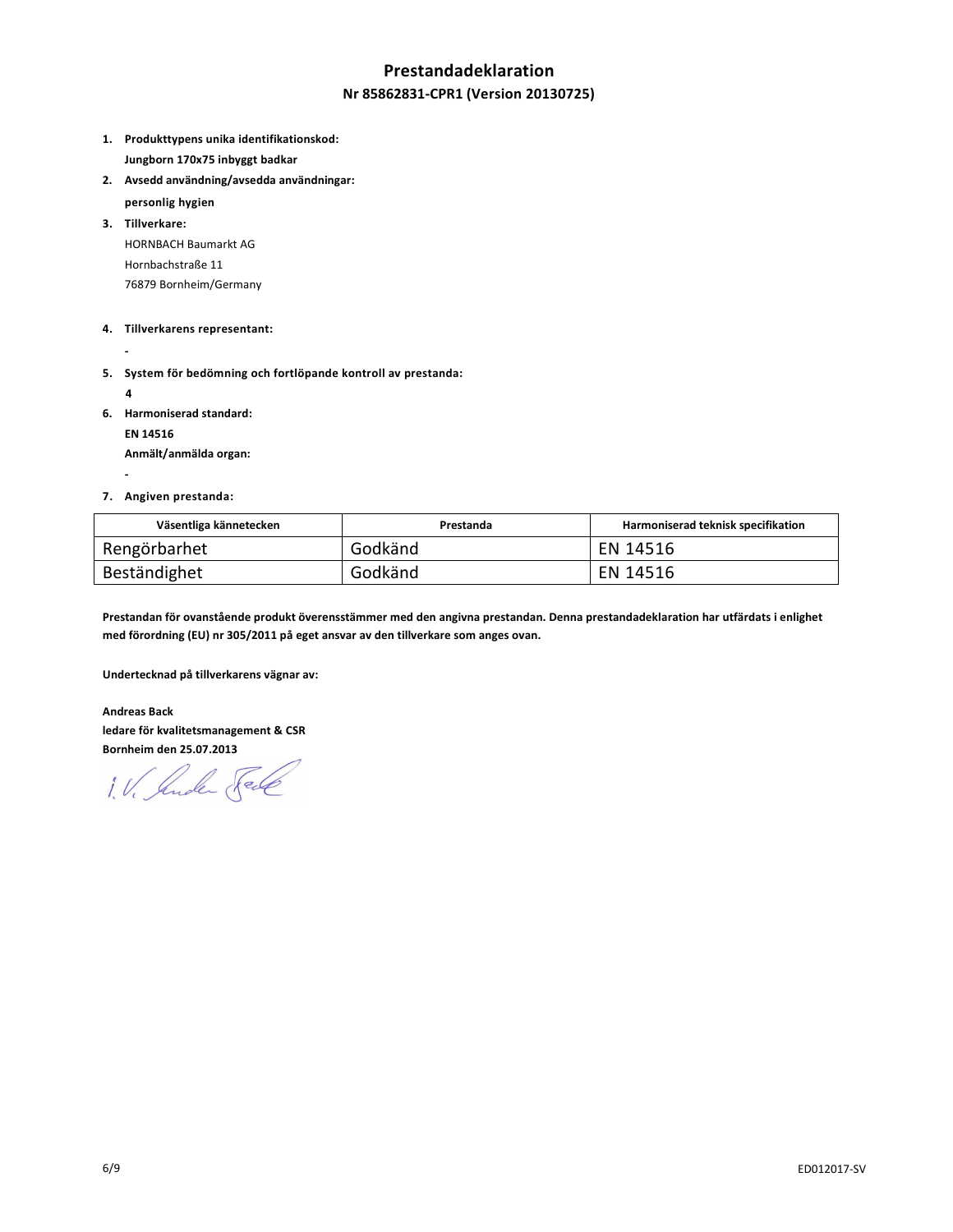# Prestandadeklaration

## Nr 85862831-CPR1 (Version 20130725)

1. **Produkttypens unika identifikationskod:**
   **Jungborn 170x75 inbyggt badkar**
2. **Avsedd användning/avsedda användningar:**
   **personlig hygien**
3. **Tillverkare:**
   HORNBACH Baumarkt AG
   Hornbachstraße 11
   76879 Bornheim/Germany
4. **Tillverkarens representant:**
   -
5. **System för bedömning och fortlöpande kontroll av prestanda:**
   **4**
6. **Harmoniserad standard:**
   **EN 14516**
   **Anmält/anmälda organ:**
   -
7. **Angiven prestanda:**

| Väsentliga kännetecken | Prestanda | Harmoniserad teknisk specifikation |
|---|---|---|
| Rengörbarhet | Godkänd | EN 14516 |
| Beständighet | Godkänd | EN 14516 |

**Prestandan för ovanstående produkt överensstämmer med den angivna prestandan. Denna prestandadeklaration har utfärdats i enlighet med förordning (EU) nr 305/2011 på eget ansvar av den tillverkare som anges ovan.**

**Undertecknad på tillverkarens vägnar av:**

**Andreas Back**
**ledare för kvalitetsmanagement & CSR**
**Bornheim den 25.07.2013**

i.V. Andreas Back

ED012017-SV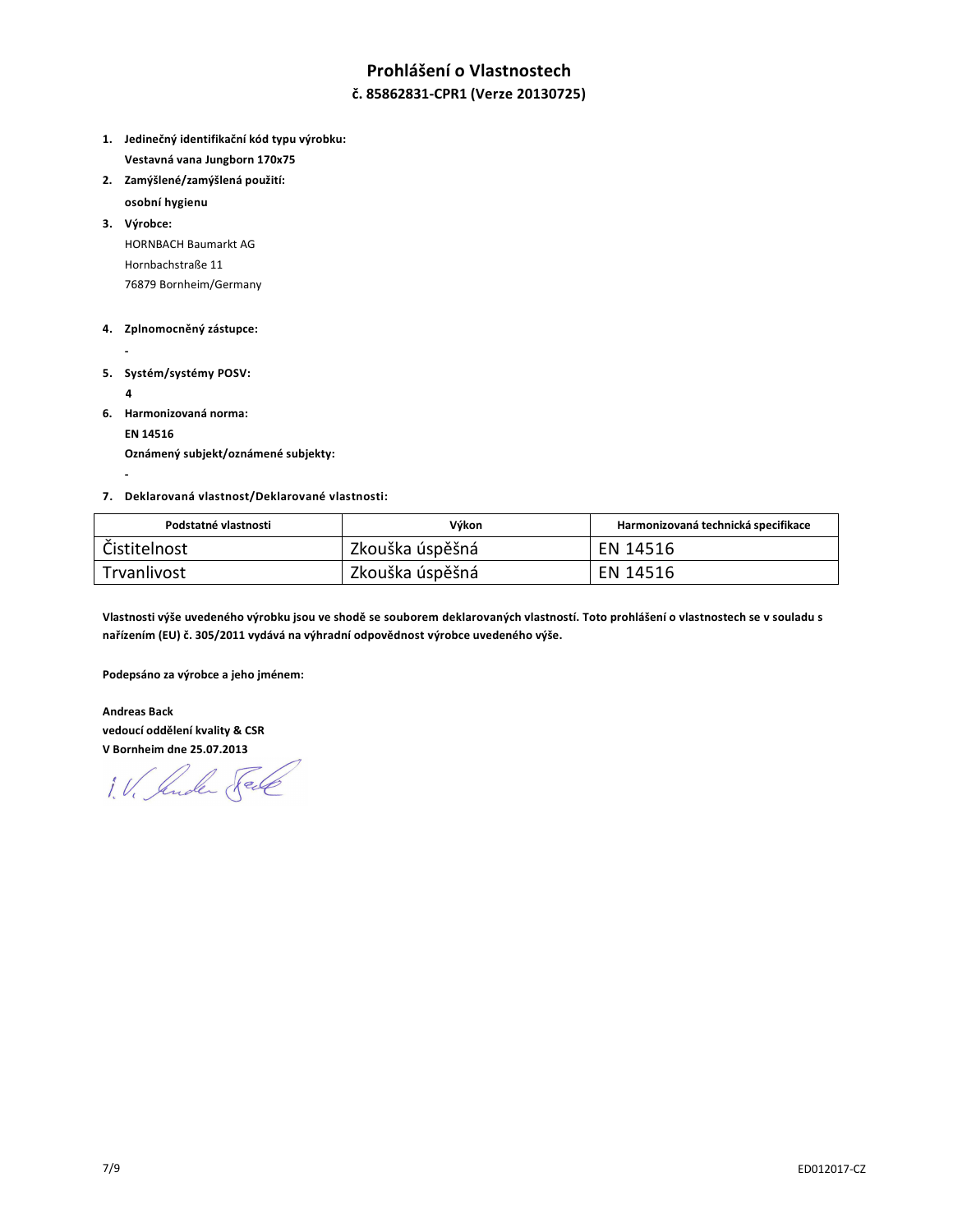# Prohlášení o Vlastnostech

## č. 85862831-CPR1 (Verze 20130725)

1. **Jedinečný identifikační kód typu výrobku:**
   **Vestavná vana Jungborn 170x75**
2. **Zamýšlené/zamýšlená použití:**
   **osobní hygienu**
3. **Výrobce:**
   HORNBACH Baumarkt AG
   Hornbachstraße 11
   76879 Bornheim/Germany
4. **Zplnomocněný zástupce:**
   -
5. **Systém/systémy POSV:**
   **4**
6. **Harmonizovaná norma:**
   **EN 14516**
   **Oznámený subjekt/oznámené subjekty:**
   -
7. **Deklarovaná vlastnost/Deklarované vlastnosti:**

| Podstatné vlastnosti | Výkon | Harmonizovaná technická specifikace |
|---|---|---|
| Čistitelnost | Zkouška úspěšná | EN 14516 |
| Trvanlivost | Zkouška úspěšná | EN 14516 |

**Vlastnosti výše uvedeného výrobku jsou ve shodě se souborem deklarovaných vlastností. Toto prohlášení o vlastnostech se v souladu s nařízením (EU) č. 305/2011 vydává na výhradní odpovědnost výrobce uvedeného výše.**

**Podepsáno za výrobce a jeho jménem:**

**Andreas Back**
**vedoucí oddělení kvality & CSR**
**V Bornheim dne 25.07.2013**

i.V. Andreas Back

ED012017-CZ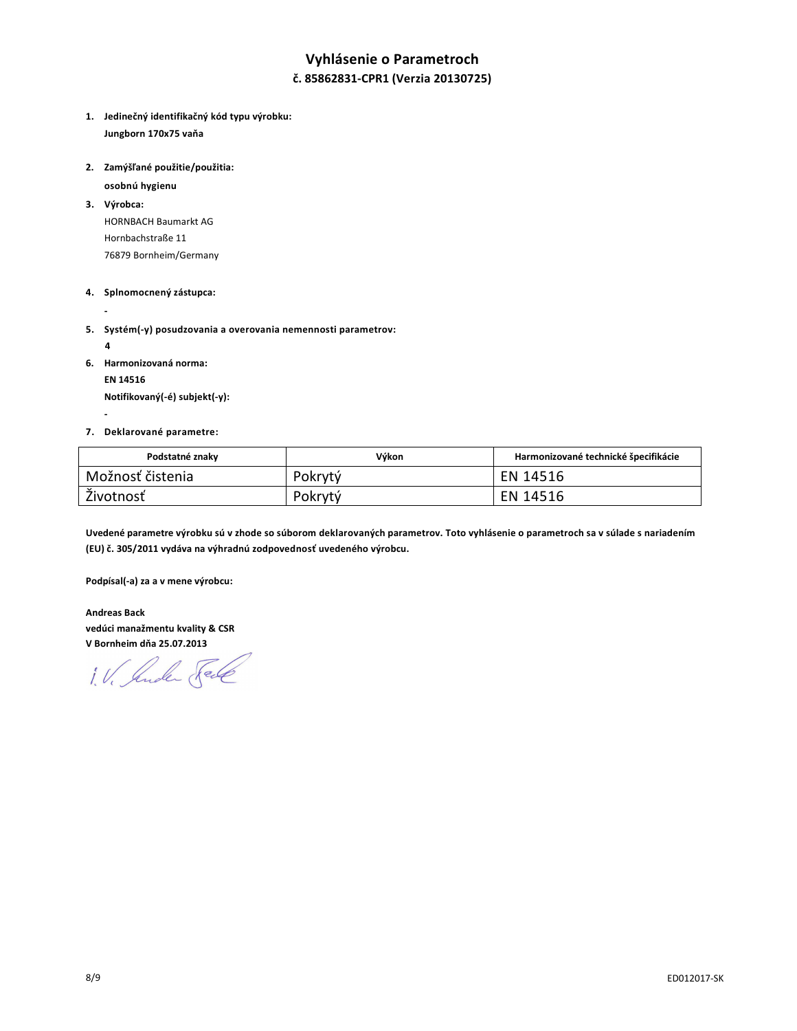# Vyhlásenie o Parametroch
## č. 85862831-CPR1 (Verzia 20130725)

1. **Jedinečný identifikačný kód typu výrobku:**
   **Jungborn 170x75 vaňa**
2. **Zamýšľané použitie/použitia:**
   **osobnú hygienu**
3. **Výrobca:**
   HORNBACH Baumarkt AG
   Hornbachstraße 11
   76879 Bornheim/Germany
4. **Splnomocnený zástupca:**
   -
5. **Systém(-y) posudzovania a overovania nemennosti parametrov:**
   **4**
6. **Harmonizovaná norma:**
   **EN 14516**
   **Notifikovaný(-é) subjekt(-y):**
   -
7. **Deklarované parametre:**

| Podstatné znaky | Výkon | Harmonizované technické špecifikácie |
|---|---|---|
| Možnosť čistenia | Pokrytý | EN 14516 |
| Životnosť | Pokrytý | EN 14516 |

**Uvedené parametre výrobku sú v zhode so súborom deklarovaných parametrov. Toto vyhlásenie o parametroch sa v súlade s nariadením (EU) č. 305/2011 vydáva na výhradnú zodpovednosť uvedeného výrobcu.**

**Podpísal(-a) za a v mene výrobcu:**

**Andreas Back**
**vedúci manažmentu kvality & CSR**
**V Bornheim dňa 25.07.2013**

i.V. Andreas Back

ED012017-SK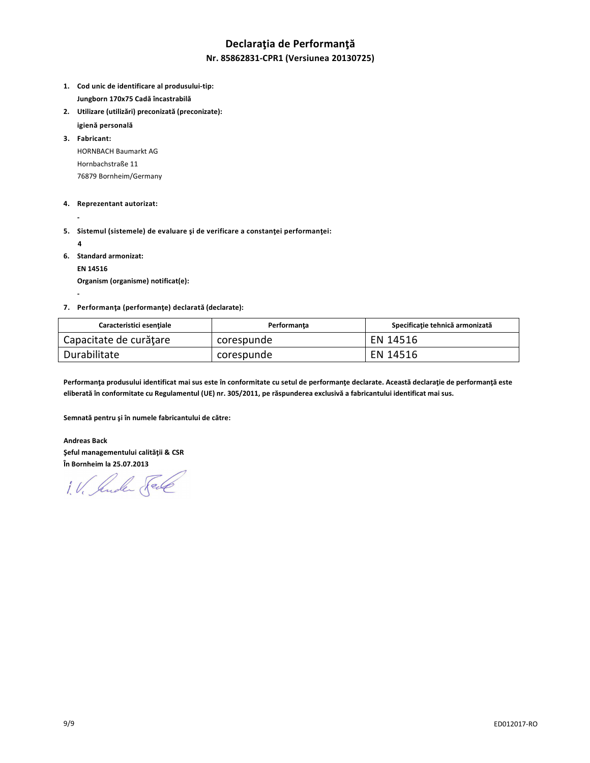# Declaraţia de Performanţă

**Nr. 85862831-CPR1 (Versiunea 20130725)**

1. **Cod unic de identificare al produsului-tip:**
   **Jungborn 170x75 Cadă încastrabilă**
2. **Utilizare (utilizări) preconizată (preconizate):**
   **igienă personală**
3. **Fabricant:**
   HORNBACH Baumarkt AG
   Hornbachstraße 11
   76879 Bornheim/Germany
4. **Reprezentant autorizat:**
   -
5. **Sistemul (sistemele) de evaluare şi de verificare a constanţei performanţei:**
   **4**
6. **Standard armonizat:**
   **EN 14516**
   **Organism (organisme) notificat(e):**
   -
7. **Performanţa (performanţe) declarată (declarate):**

| Caracteristici esenţiale | Performanţa | Specificaţie tehnică armonizată |
|---|---|---|
| Capacitate de curăţare | corespunde | EN 14516 |
| Durabilitate | corespunde | EN 14516 |

**Performanţa produsului identificat mai sus este în conformitate cu setul de performanţe declarate. Această declaraţie de performanţă este eliberată în conformitate cu Regulamentul (UE) nr. 305/2011, pe răspunderea exclusivă a fabricantului identificat mai sus.**

**Semnată pentru şi în numele fabricantului de către:**

**Andreas Back**
**Şeful managementului calităţii & CSR**
**În Bornheim la 25.07.2013**

i. V. Andreas Back

ED012017-RO